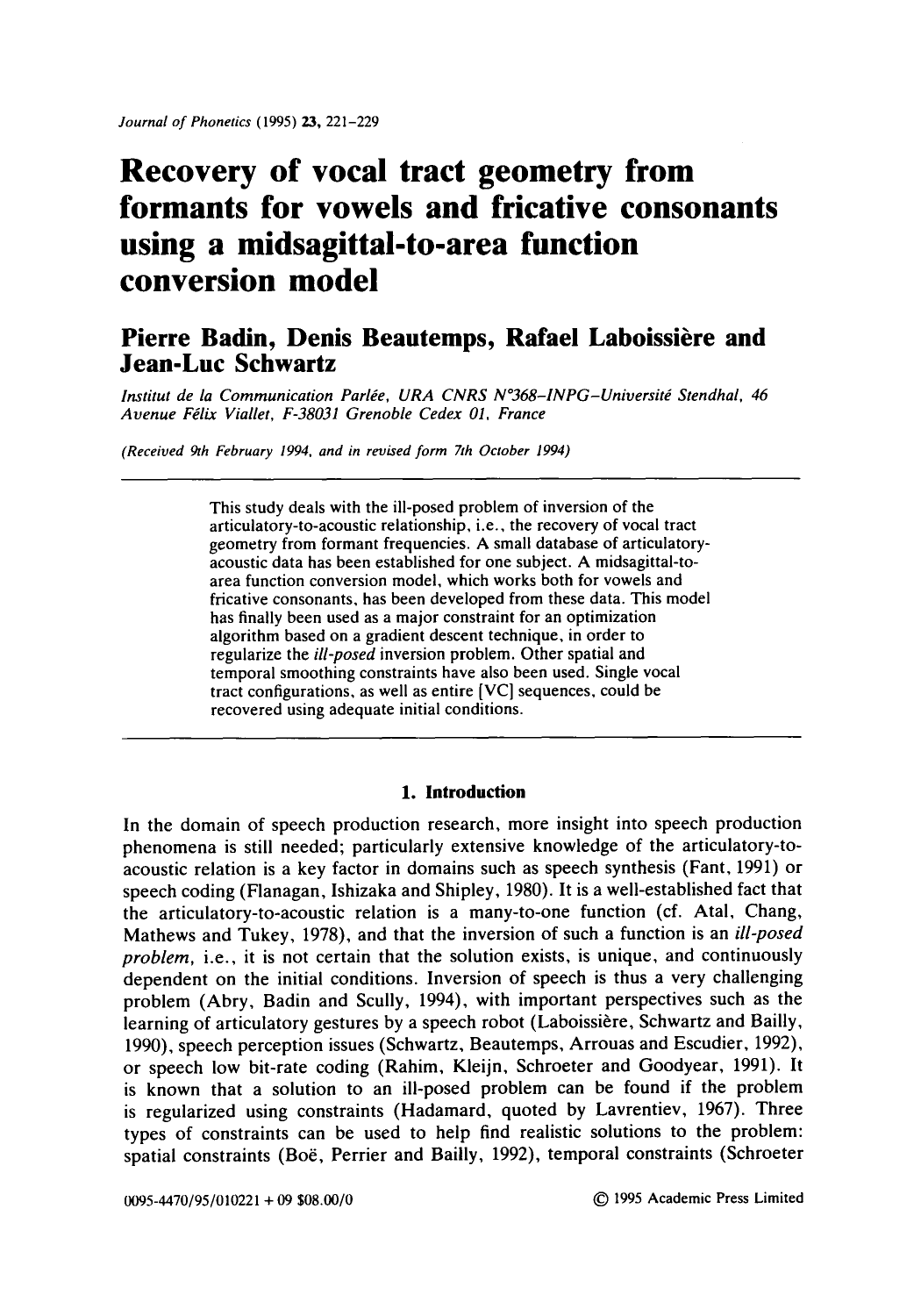# Recovery of vocal tract geometry from formants for vowels and fricative consonants using a midsagittal-to-area function conversion model

## Pierre Badin, Denis Beautemps, Rafael Laboissière and Jean-Luc Schwartz

*Institut de la Communication Parlée, URA CNRS N°368–INPG–Université Stendhal, 46 Avenue Félix Viallet, F-38031 Grenoble Cedex 01, France*

*(Received 9th February 1994, and in revised form 7th October 1994)*

---

This study deals with the ill-posed problem of inversion of the articulatory-to-acoustic relationship, i.e., the recovery of vocal tract geometry from formant frequencies. A small database of articulatory-acoustic data has been established for one subject. A midsagittal-to-area function conversion model, which works both for vowels and fricative consonants, has been developed from these data. This model has finally been used as a major constraint for an optimization algorithm based on a gradient descent technique, in order to regularize the *ill-posed* inversion problem. Other spatial and temporal smoothing constraints have also been used. Single vocal tract configurations, as well as entire [VC] sequences, could be recovered using adequate initial conditions.

---

### 1. Introduction

In the domain of speech production research, more insight into speech production phenomena is still needed; particularly extensive knowledge of the articulatory-to-acoustic relation is a key factor in domains such as speech synthesis (Fant, 1991) or speech coding (Flanagan, Ishizaka and Shipley, 1980). It is a well-established fact that the articulatory-to-acoustic relation is a many-to-one function (cf. Atal, Chang, Mathews and Tukey, 1978), and that the inversion of such a function is an *ill-posed problem*, i.e., it is not certain that the solution exists, is unique, and continuously dependent on the initial conditions. Inversion of speech is thus a very challenging problem (Abry, Badin and Scully, 1994), with important perspectives such as the learning of articulatory gestures by a speech robot (Laboissière, Schwartz and Bailly, 1990), speech perception issues (Schwartz, Beautemps, Arrouas and Escudier, 1992), or speech low bit-rate coding (Rahim, Kleijn, Schroeter and Goodyear, 1991). It is known that a solution to an ill-posed problem can be found if the problem is regularized using constraints (Hadamard, quoted by Lavrentiev, 1967). Three types of constraints can be used to help find realistic solutions to the problem: spatial constraints (Boë, Perrier and Bailly, 1992), temporal constraints (Schroeter

0095-4470/95/010221 + 09 $08.00/0 © 1995 Academic Press Limited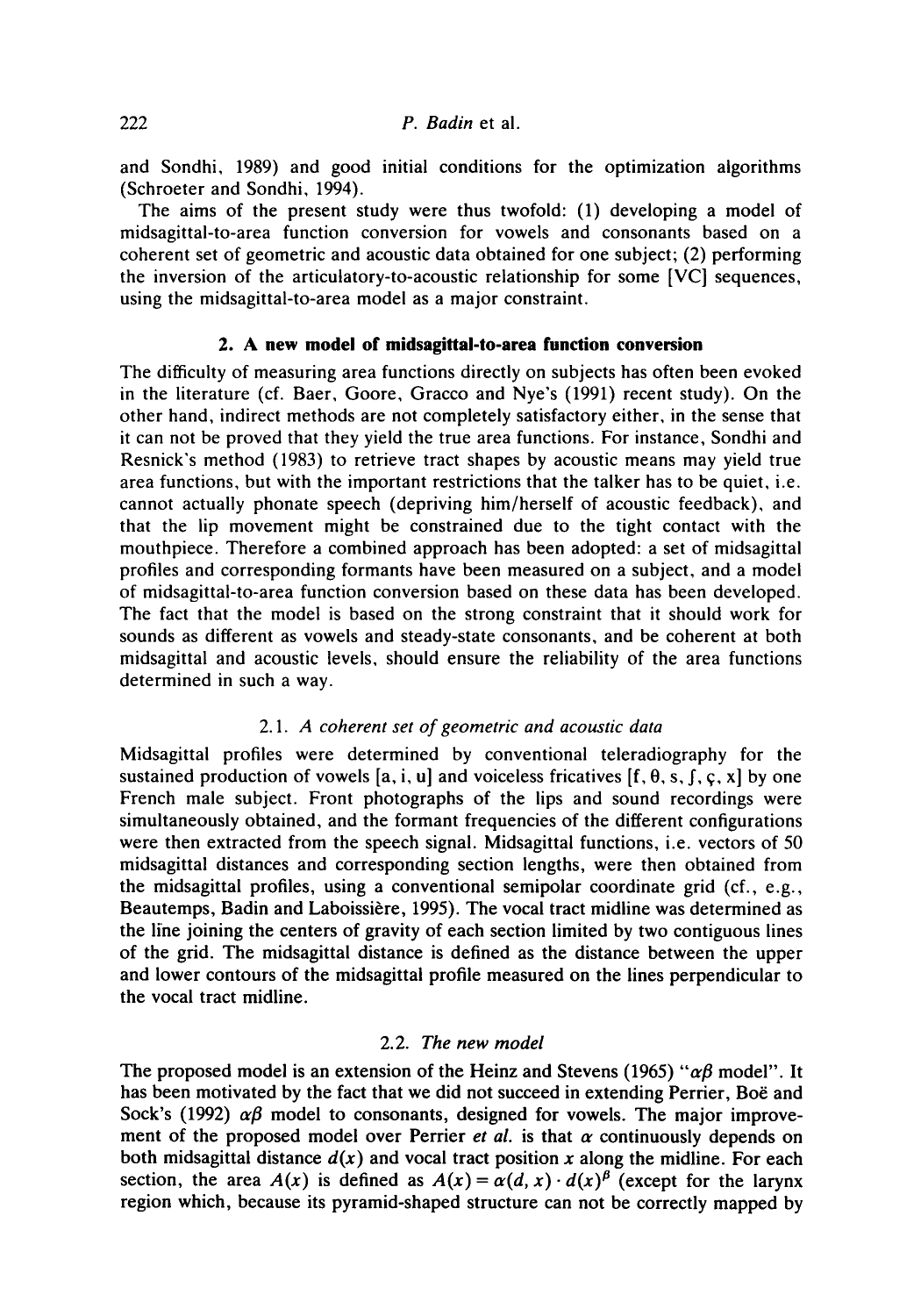and Sondhi, 1989) and good initial conditions for the optimization algorithms (Schroeter and Sondhi, 1994).

The aims of the present study were thus twofold: (1) developing a model of midsagittal-to-area function conversion for vowels and consonants based on a coherent set of geometric and acoustic data obtained for one subject; (2) performing the inversion of the articulatory-to-acoustic relationship for some [VC] sequences, using the midsagittal-to-area model as a major constraint.

## 2. A new model of midsagittal-to-area function conversion

The difficulty of measuring area functions directly on subjects has often been evoked in the literature (cf. Baer, Goore, Gracco and Nye's (1991) recent study). On the other hand, indirect methods are not completely satisfactory either, in the sense that it can not be proved that they yield the true area functions. For instance, Sondhi and Resnick's method (1983) to retrieve tract shapes by acoustic means may yield true area functions, but with the important restrictions that the talker has to be quiet, i.e. cannot actually phonate speech (depriving him/herself of acoustic feedback), and that the lip movement might be constrained due to the tight contact with the mouthpiece. Therefore a combined approach has been adopted: a set of midsagittal profiles and corresponding formants have been measured on a subject, and a model of midsagittal-to-area function conversion based on these data has been developed. The fact that the model is based on the strong constraint that it should work for sounds as different as vowels and steady-state consonants, and be coherent at both midsagittal and acoustic levels, should ensure the reliability of the area functions determined in such a way.

### 2.1. *A coherent set of geometric and acoustic data*

Midsagittal profiles were determined by conventional teleradiography for the sustained production of vowels [a, i, u] and voiceless fricatives [f, θ, s, ʃ, ç, x] by one French male subject. Front photographs of the lips and sound recordings were simultaneously obtained, and the formant frequencies of the different configurations were then extracted from the speech signal. Midsagittal functions, i.e. vectors of 50 midsagittal distances and corresponding section lengths, were then obtained from the midsagittal profiles, using a conventional semipolar coordinate grid (cf., e.g., Beautemps, Badin and Laboissière, 1995). The vocal tract midline was determined as the line joining the centers of gravity of each section limited by two contiguous lines of the grid. The midsagittal distance is defined as the distance between the upper and lower contours of the midsagittal profile measured on the lines perpendicular to the vocal tract midline.

### 2.2. *The new model*

The proposed model is an extension of the Heinz and Stevens (1965) "$\alpha\beta$ model". It has been motivated by the fact that we did not succeed in extending Perrier, Boë and Sock's (1992) $\alpha\beta$ model to consonants, designed for vowels. The major improvement of the proposed model over Perrier *et al.* is that $\alpha$ continuously depends on both midsagittal distance $d(x)$ and vocal tract position $x$ along the midline. For each section, the area $A(x)$ is defined as $A(x) = \alpha(d, x) \cdot d(x)^{\beta}$ (except for the larynx region which, because its pyramid-shaped structure can not be correctly mapped by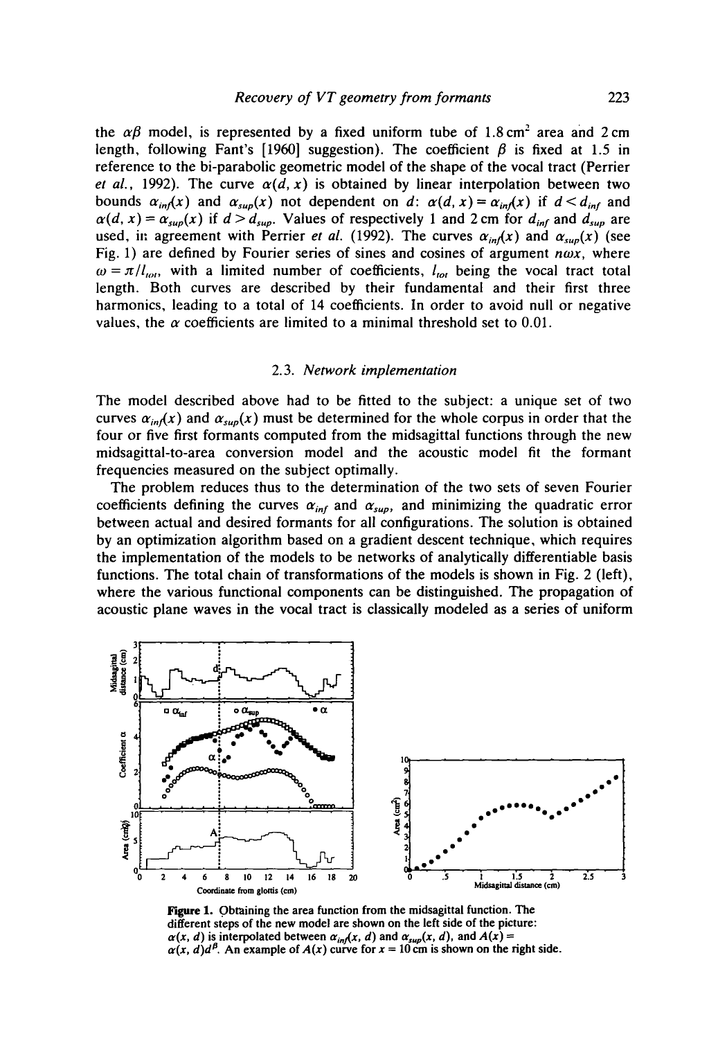the $\alpha\beta$ model, is represented by a fixed uniform tube of $1.8\,\text{cm}^2$ area and 2 cm length, following Fant's [1960] suggestion). The coefficient $\beta$ is fixed at 1.5 in reference to the bi-parabolic geometric model of the shape of the vocal tract (Perrier *et al.*, 1992). The curve $\alpha(d, x)$ is obtained by linear interpolation between two bounds $\alpha_{inf}(x)$ and $\alpha_{sup}(x)$ not dependent on $d$: $\alpha(d, x) = \alpha_{inf}(x)$ if $d < d_{inf}$ and $\alpha(d, x) = \alpha_{sup}(x)$ if $d > d_{sup}$. Values of respectively 1 and 2 cm for $d_{inf}$ and $d_{sup}$ are used, in agreement with Perrier *et al.* (1992). The curves $\alpha_{inf}(x)$ and $\alpha_{sup}(x)$ (see Fig. 1) are defined by Fourier series of sines and cosines of argument $n\omega x$, where $\omega = \pi / l_{tot}$, with a limited number of coefficients, $l_{tot}$ being the vocal tract total length. Both curves are described by their fundamental and their first three harmonics, leading to a total of 14 coefficients. In order to avoid null or negative values, the $\alpha$ coefficients are limited to a minimal threshold set to 0.01.

### 2.3. Network implementation

The model described above had to be fitted to the subject: a unique set of two curves $\alpha_{inf}(x)$ and $\alpha_{sup}(x)$ must be determined for the whole corpus in order that the four or five first formants computed from the midsagittal functions through the new midsagittal-to-area conversion model and the acoustic model fit the formant frequencies measured on the subject optimally.

The problem reduces thus to the determination of the two sets of seven Fourier coefficients defining the curves $\alpha_{inf}$ and $\alpha_{sup}$, and minimizing the quadratic error between actual and desired formants for all configurations. The solution is obtained by an optimization algorithm based on a gradient descent technique, which requires the implementation of the models to be networks of analytically differentiable basis functions. The total chain of transformations of the models is shown in Fig. 2 (left), where the various functional components can be distinguished. The propagation of acoustic plane waves in the vocal tract is classically modeled as a series of uniform

**Figure 1.** Obtaining the area function from the midsagittal function. The different steps of the new model are shown on the left side of the picture: $\alpha(x, d)$ is interpolated between $\alpha_{inf}(x, d)$ and $\alpha_{sup}(x, d)$, and $A(x) = \alpha(x, d)d^{\beta}$. An example of $A(x)$ curve for $x = 10$ cm is shown on the right side.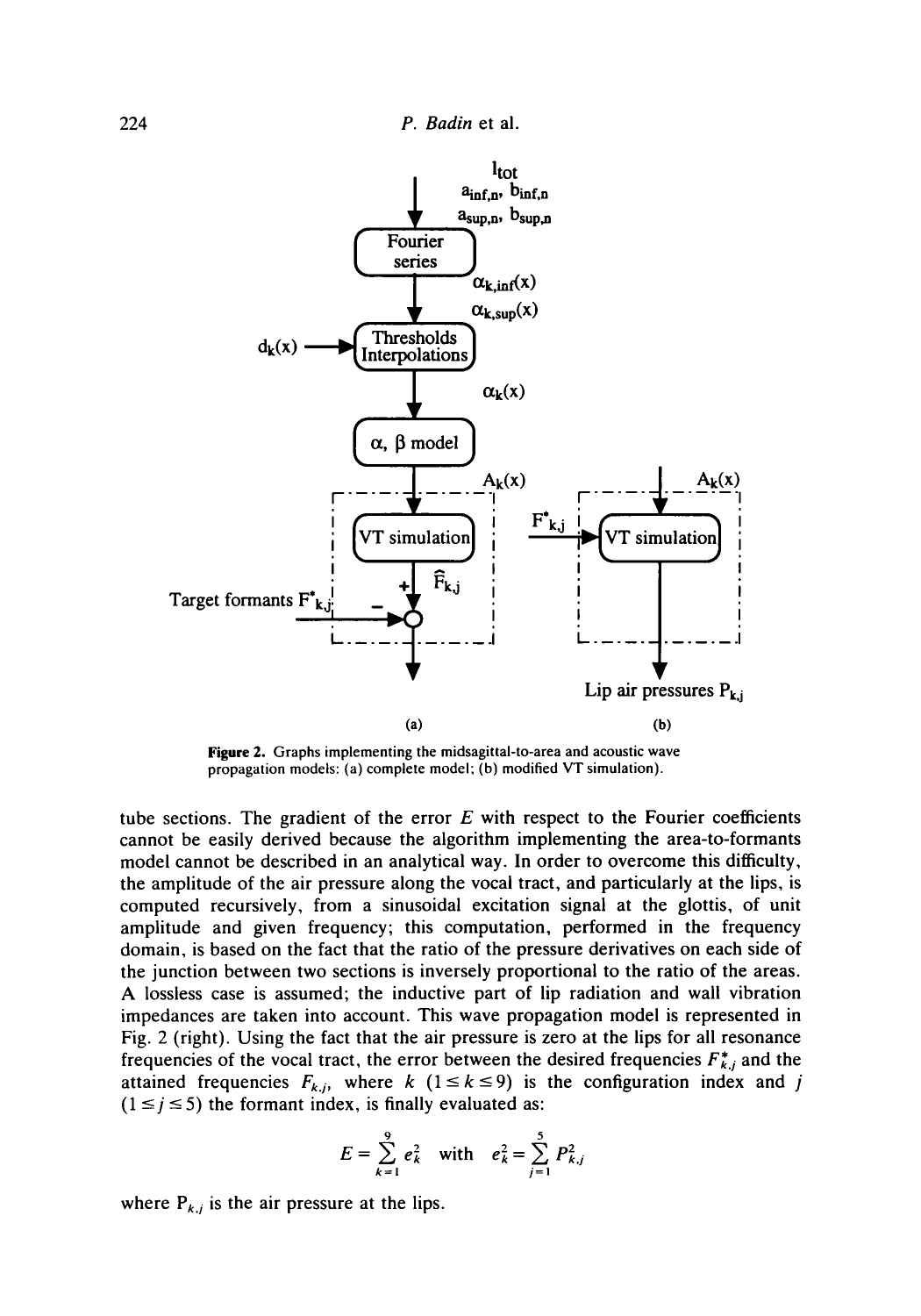**Figure 2.** Graphs implementing the midsagittal-to-area and acoustic wave propagation models: (a) complete model; (b) modified VT simulation).

tube sections. The gradient of the error $E$ with respect to the Fourier coefficients cannot be easily derived because the algorithm implementing the area-to-formants model cannot be described in an analytical way. In order to overcome this difficulty, the amplitude of the air pressure along the vocal tract, and particularly at the lips, is computed recursively, from a sinusoidal excitation signal at the glottis, of unit amplitude and given frequency; this computation, performed in the frequency domain, is based on the fact that the ratio of the pressure derivatives on each side of the junction between two sections is inversely proportional to the ratio of the areas. A lossless case is assumed; the inductive part of lip radiation and wall vibration impedances are taken into account. This wave propagation model is represented in Fig. 2 (right). Using the fact that the air pressure is zero at the lips for all resonance frequencies of the vocal tract, the error between the desired frequencies $F^*_{k,j}$ and the attained frequencies $F_{k,j}$, where $k$ ($1 \leq k \leq 9$) is the configuration index and $j$ ($1 \leq j \leq 5$) the formant index, is finally evaluated as:

$$E = \sum_{k=1}^{9} e_k^2 \quad \text{with} \quad e_k^2 = \sum_{j=1}^{5} P_{k,j}^2$$

where $P_{k,j}$ is the air pressure at the lips.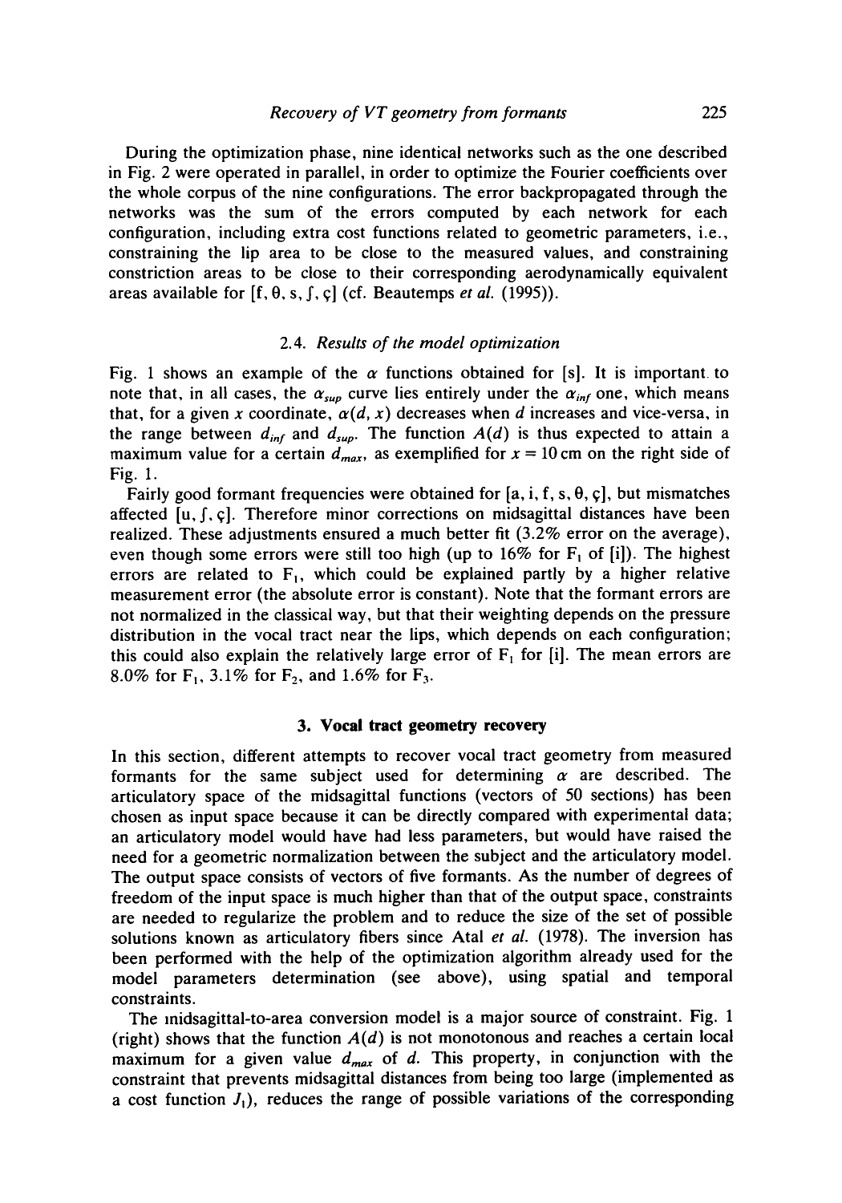During the optimization phase, nine identical networks such as the one described in Fig. 2 were operated in parallel, in order to optimize the Fourier coefficients over the whole corpus of the nine configurations. The error backpropagated through the networks was the sum of the errors computed by each network for each configuration, including extra cost functions related to geometric parameters, i.e., constraining the lip area to be close to the measured values, and constraining constriction areas to be close to their corresponding aerodynamically equivalent areas available for [f, θ, s, ʃ, ç] (cf. Beautemps *et al.* (1995)).

### 2.4. *Results of the model optimization*

Fig. 1 shows an example of the $\alpha$ functions obtained for [s]. It is important to note that, in all cases, the $\alpha_{sup}$ curve lies entirely under the $\alpha_{inf}$ one, which means that, for a given $x$ coordinate, $\alpha(d, x)$ decreases when $d$ increases and vice-versa, in the range between $d_{inf}$ and $d_{sup}$. The function $A(d)$ is thus expected to attain a maximum value for a certain $d_{max}$, as exemplified for $x = 10$ cm on the right side of Fig. 1.

Fairly good formant frequencies were obtained for [a, i, f, s, θ, ç], but mismatches affected [u, ʃ, ç]. Therefore minor corrections on midsagittal distances have been realized. These adjustments ensured a much better fit (3.2% error on the average), even though some errors were still too high (up to 16% for $F_1$ of [i]). The highest errors are related to $F_1$, which could be explained partly by a higher relative measurement error (the absolute error is constant). Note that the formant errors are not normalized in the classical way, but that their weighting depends on the pressure distribution in the vocal tract near the lips, which depends on each configuration; this could also explain the relatively large error of $F_1$ for [i]. The mean errors are 8.0% for $F_1$, 3.1% for $F_2$, and 1.6% for $F_3$.

## 3. Vocal tract geometry recovery

In this section, different attempts to recover vocal tract geometry from measured formants for the same subject used for determining $\alpha$ are described. The articulatory space of the midsagittal functions (vectors of 50 sections) has been chosen as input space because it can be directly compared with experimental data; an articulatory model would have had less parameters, but would have raised the need for a geometric normalization between the subject and the articulatory model. The output space consists of vectors of five formants. As the number of degrees of freedom of the input space is much higher than that of the output space, constraints are needed to regularize the problem and to reduce the size of the set of possible solutions known as articulatory fibers since Atal *et al.* (1978). The inversion has been performed with the help of the optimization algorithm already used for the model parameters determination (see above), using spatial and temporal constraints.

The midsagittal-to-area conversion model is a major source of constraint. Fig. 1 (right) shows that the function $A(d)$ is not monotonous and reaches a certain local maximum for a given value $d_{max}$ of $d$. This property, in conjunction with the constraint that prevents midsagittal distances from being too large (implemented as a cost function $J_1$), reduces the range of possible variations of the corresponding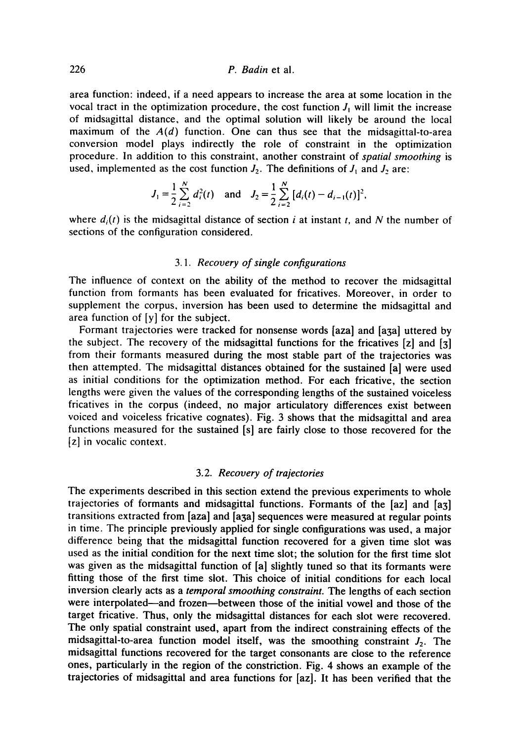area function: indeed, if a need appears to increase the area at some location in the vocal tract in the optimization procedure, the cost function $J_1$ will limit the increase of midsagittal distance, and the optimal solution will likely be around the local maximum of the $A(d)$ function. One can thus see that the midsagittal-to-area conversion model plays indirectly the role of constraint in the optimization procedure. In addition to this constraint, another constraint of *spatial smoothing* is used, implemented as the cost function $J_2$. The definitions of $J_1$ and $J_2$ are:

$$J_1 = \frac{1}{2}\sum_{i=2}^{N} d_i^2(t) \quad \text{and} \quad J_2 = \frac{1}{2}\sum_{i=2}^{N} [d_i(t) - d_{i-1}(t)]^2,$$

where $d_i(t)$ is the midsagittal distance of section $i$ at instant $t$, and $N$ the number of sections of the configuration considered.

### 3.1. *Recovery of single configurations*

The influence of context on the ability of the method to recover the midsagittal function from formants has been evaluated for fricatives. Moreover, in order to supplement the corpus, inversion has been used to determine the midsagittal and area function of [y] for the subject.

Formant trajectories were tracked for nonsense words [aza] and [aʒa] uttered by the subject. The recovery of the midsagittal functions for the fricatives [z] and [ʒ] from their formants measured during the most stable part of the trajectories was then attempted. The midsagittal distances obtained for the sustained [a] were used as initial conditions for the optimization method. For each fricative, the section lengths were given the values of the corresponding lengths of the sustained voiceless fricatives in the corpus (indeed, no major articulatory differences exist between voiced and voiceless fricative cognates). Fig. 3 shows that the midsagittal and area functions measured for the sustained [s] are fairly close to those recovered for the [z] in vocalic context.

### 3.2. *Recovery of trajectories*

The experiments described in this section extend the previous experiments to whole trajectories of formants and midsagittal functions. Formants of the [az] and [aʒ] transitions extracted from [aza] and [aʒa] sequences were measured at regular points in time. The principle previously applied for single configurations was used, a major difference being that the midsagittal function recovered for a given time slot was used as the initial condition for the next time slot; the solution for the first time slot was given as the midsagittal function of [a] slightly tuned so that its formants were fitting those of the first time slot. This choice of initial conditions for each local inversion clearly acts as a *temporal smoothing constraint*. The lengths of each section were interpolated—and frozen—between those of the initial vowel and those of the target fricative. Thus, only the midsagittal distances for each slot were recovered. The only spatial constraint used, apart from the indirect constraining effects of the midsagittal-to-area function model itself, was the smoothing constraint $J_2$. The midsagittal functions recovered for the target consonants are close to the reference ones, particularly in the region of the constriction. Fig. 4 shows an example of the trajectories of midsagittal and area functions for [az]. It has been verified that the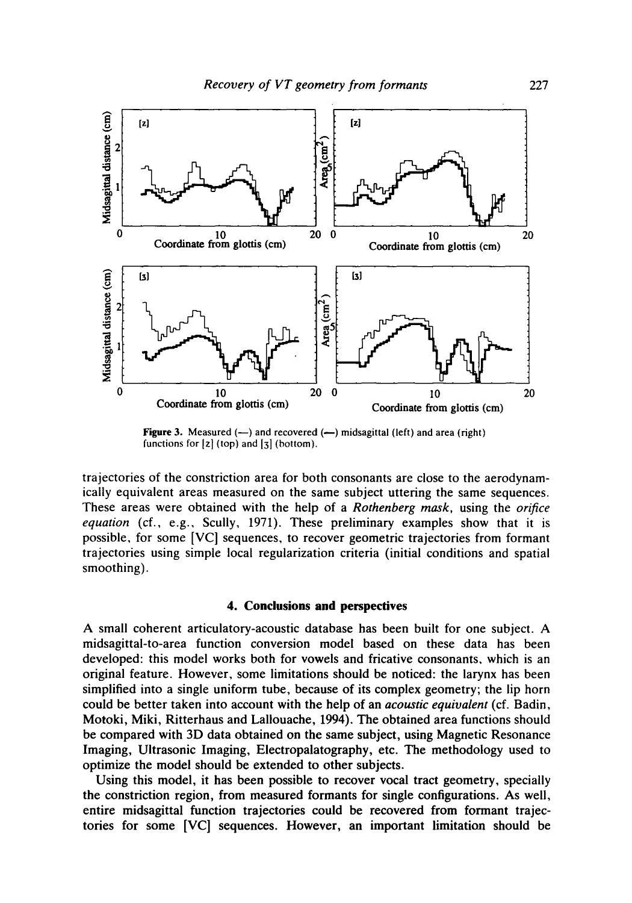Figure 3. Measured (—) and recovered (—) midsagittal (left) and area (right) functions for [z] (top) and [ʒ] (bottom).

trajectories of the constriction area for both consonants are close to the aerodynamically equivalent areas measured on the same subject uttering the same sequences. These areas were obtained with the help of a *Rothenberg mask*, using the *orifice equation* (cf., e.g., Scully, 1971). These preliminary examples show that it is possible, for some [VC] sequences, to recover geometric trajectories from formant trajectories using simple local regularization criteria (initial conditions and spatial smoothing).

## 4. Conclusions and perspectives

A small coherent articulatory-acoustic database has been built for one subject. A midsagittal-to-area function conversion model based on these data has been developed: this model works both for vowels and fricative consonants, which is an original feature. However, some limitations should be noticed: the larynx has been simplified into a single uniform tube, because of its complex geometry; the lip horn could be better taken into account with the help of an *acoustic equivalent* (cf. Badin, Motoki, Miki, Ritterhaus and Lallouache, 1994). The obtained area functions should be compared with 3D data obtained on the same subject, using Magnetic Resonance Imaging, Ultrasonic Imaging, Electropalatography, etc. The methodology used to optimize the model should be extended to other subjects.

Using this model, it has been possible to recover vocal tract geometry, specially the constriction region, from measured formants for single configurations. As well, entire midsagittal function trajectories could be recovered from formant trajectories for some [VC] sequences. However, an important limitation should be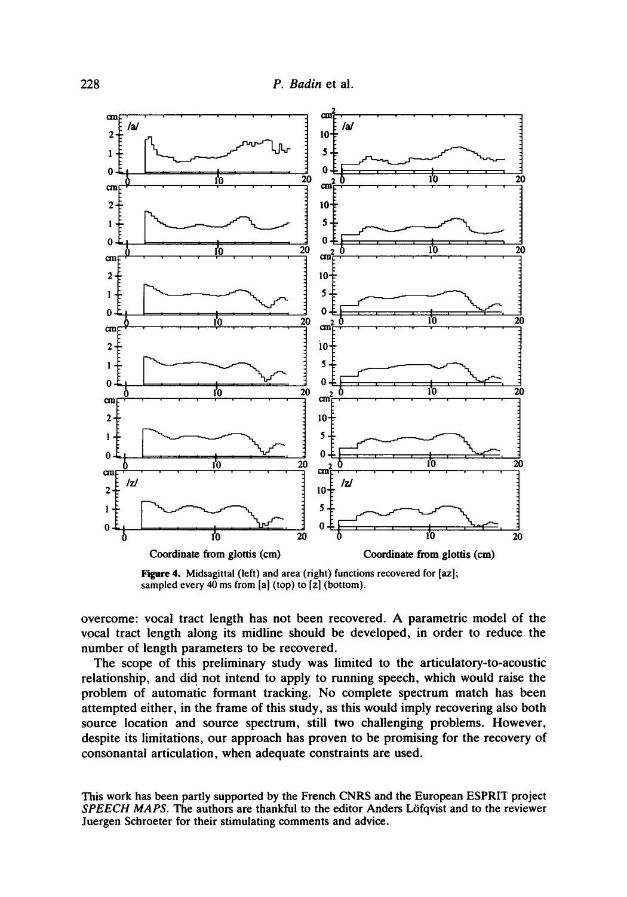**Figure 4.** Midsagittal (left) and area (right) functions recovered for [az]; sampled every 40 ms from [a] (top) to [z] (bottom).

overcome: vocal tract length has not been recovered. A parametric model of the vocal tract length along its midline should be developed, in order to reduce the number of length parameters to be recovered.

The scope of this preliminary study was limited to the articulatory-to-acoustic relationship, and did not intend to apply to running speech, which would raise the problem of automatic formant tracking. No complete spectrum match has been attempted either, in the frame of this study, as this would imply recovering also both source location and source spectrum, still two challenging problems. However, despite its limitations, our approach has proven to be promising for the recovery of consonantal articulation, when adequate constraints are used.

This work has been partly supported by the French CNRS and the European ESPRIT project *SPEECH MAPS*. The authors are thankful to the editor Anders Löfqvist and to the reviewer Juergen Schroeter for their stimulating comments and advice.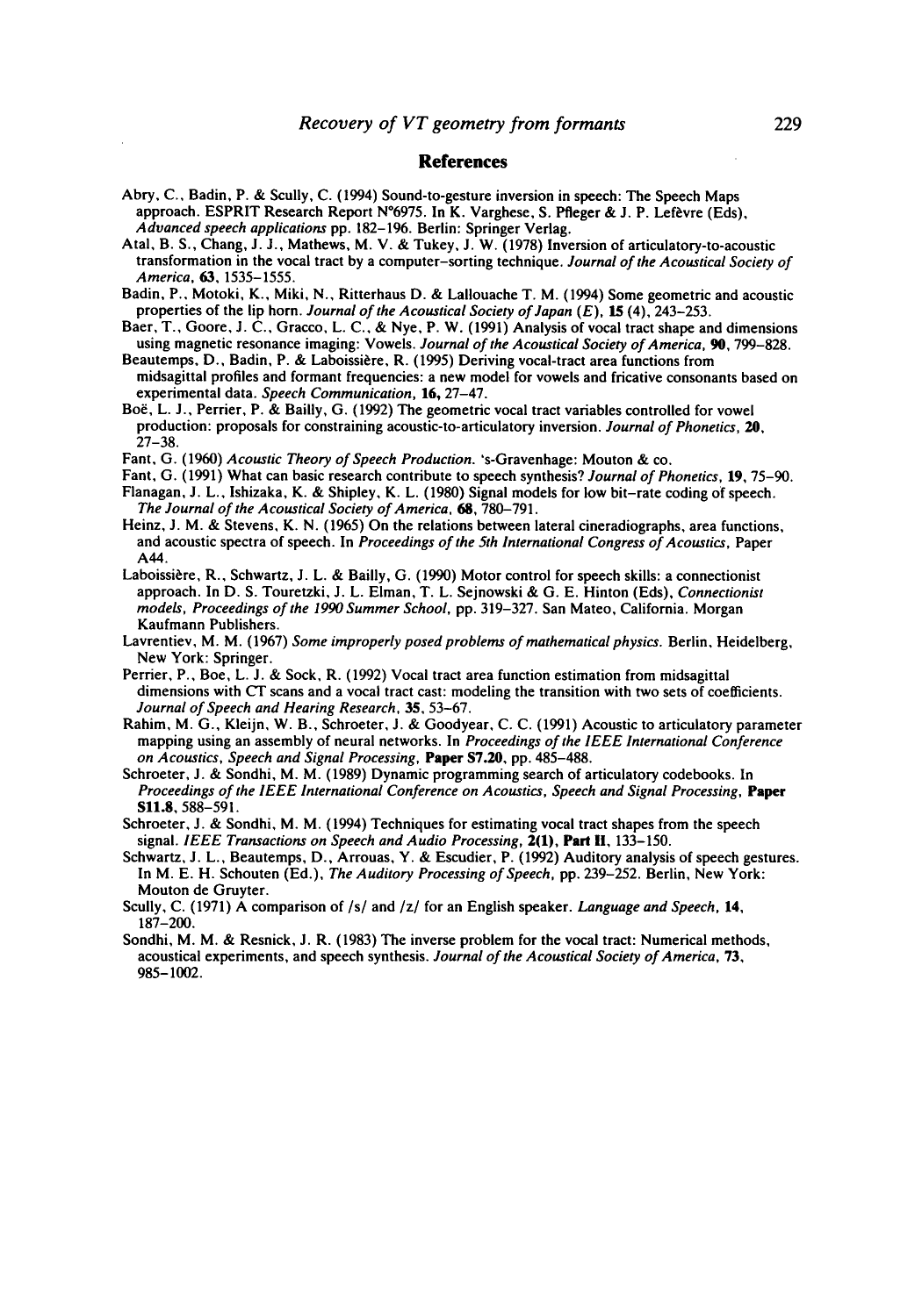## References

Abry, C., Badin, P. & Scully, C. (1994) Sound-to-gesture inversion in speech: The Speech Maps approach. ESPRIT Research Report N°6975. In K. Varghese, S. Pfleger & J. P. Lefèvre (Eds), *Advanced speech applications* pp. 182–196. Berlin: Springer Verlag.

Atal, B. S., Chang, J. J., Mathews, M. V. & Tukey, J. W. (1978) Inversion of articulatory-to-acoustic transformation in the vocal tract by a computer-sorting technique. *Journal of the Acoustical Society of America*, **63**, 1535–1555.

Badin, P., Motoki, K., Miki, N., Ritterhaus D. & Lallouache T. M. (1994) Some geometric and acoustic properties of the lip horn. *Journal of the Acoustical Society of Japan (E)*, **15** (4), 243–253.

Baer, T., Goore, J. C., Gracco, L. C., & Nye, P. W. (1991) Analysis of vocal tract shape and dimensions using magnetic resonance imaging: Vowels. *Journal of the Acoustical Society of America*, **90**, 799–828.

Beautemps, D., Badin, P. & Laboissière, R. (1995) Deriving vocal-tract area functions from midsagittal profiles and formant frequencies: a new model for vowels and fricative consonants based on experimental data. *Speech Communication*, **16**, 27–47.

Boë, L. J., Perrier, P. & Bailly, G. (1992) The geometric vocal tract variables controlled for vowel production: proposals for constraining acoustic-to-articulatory inversion. *Journal of Phonetics*, **20**, 27–38.

Fant, G. (1960) *Acoustic Theory of Speech Production*. 's-Gravenhage: Mouton & co.

Fant, G. (1991) What can basic research contribute to speech synthesis? *Journal of Phonetics*, **19**, 75–90.

Flanagan, J. L., Ishizaka, K. & Shipley, K. L. (1980) Signal models for low bit-rate coding of speech. *The Journal of the Acoustical Society of America*, **68**, 780–791.

Heinz, J. M. & Stevens, K. N. (1965) On the relations between lateral cineradiographs, area functions, and acoustic spectra of speech. In *Proceedings of the 5th International Congress of Acoustics*, Paper A44.

Laboissière, R., Schwartz, J. L. & Bailly, G. (1990) Motor control for speech skills: a connectionist approach. In D. S. Touretzki, J. L. Elman, T. L. Sejnowski & G. E. Hinton (Eds), *Connectionist models, Proceedings of the 1990 Summer School*, pp. 319–327. San Mateo, California. Morgan Kaufmann Publishers.

Lavrentiev, M. M. (1967) *Some improperly posed problems of mathematical physics*. Berlin, Heidelberg, New York: Springer.

Perrier, P., Boe, L. J. & Sock, R. (1992) Vocal tract area function estimation from midsagittal dimensions with CT scans and a vocal tract cast: modeling the transition with two sets of coefficients. *Journal of Speech and Hearing Research*, **35**, 53–67.

Rahim, M. G., Kleijn, W. B., Schroeter, J. & Goodyear, C. C. (1991) Acoustic to articulatory parameter mapping using an assembly of neural networks. In *Proceedings of the IEEE International Conference on Acoustics, Speech and Signal Processing*, **Paper S7.20**, pp. 485–488.

Schroeter, J. & Sondhi, M. M. (1989) Dynamic programming search of articulatory codebooks. In *Proceedings of the IEEE International Conference on Acoustics, Speech and Signal Processing*, **Paper S11.8**, 588–591.

Schroeter, J. & Sondhi, M. M. (1994) Techniques for estimating vocal tract shapes from the speech signal. *IEEE Transactions on Speech and Audio Processing*, **2(1), Part II**, 133–150.

Schwartz, J. L., Beautemps, D., Arrouas, Y. & Escudier, P. (1992) Auditory analysis of speech gestures. In M. E. H. Schouten (Ed.), *The Auditory Processing of Speech*, pp. 239–252. Berlin, New York: Mouton de Gruyter.

Scully, C. (1971) A comparison of /s/ and /z/ for an English speaker. *Language and Speech*, **14**, 187–200.

Sondhi, M. M. & Resnick, J. R. (1983) The inverse problem for the vocal tract: Numerical methods, acoustical experiments, and speech synthesis. *Journal of the Acoustical Society of America*, **73**, 985–1002.